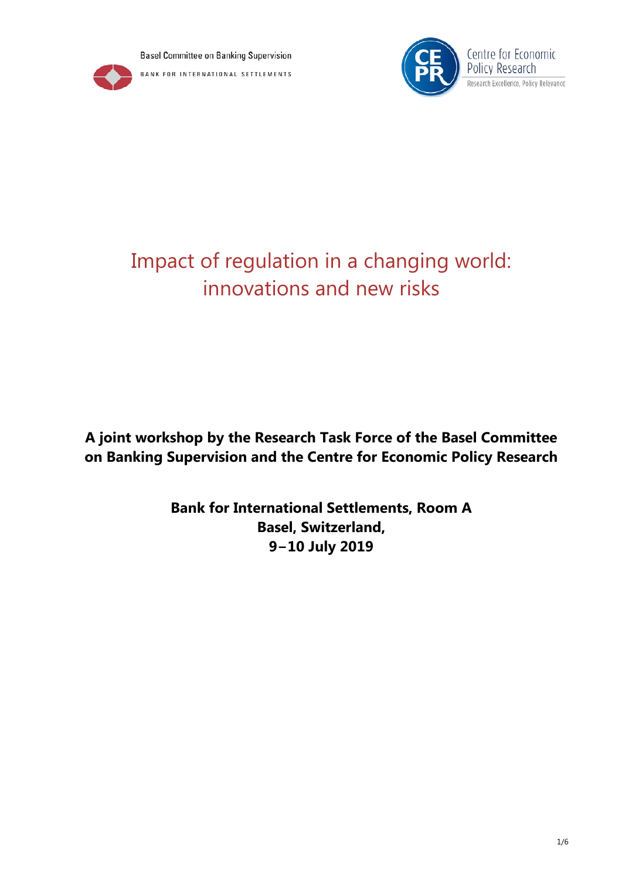Basel Committee on Banking Supervision

BANK FOR INTERNATIONAL SETTLEMENTS

Centre for Economic Policy Research

Research Excellence, Policy Relevance

# Impact of regulation in a changing world: innovations and new risks

**A joint workshop by the Research Task Force of the Basel Committee on Banking Supervision and the Centre for Economic Policy Research**

**Bank for International Settlements, Room A**
**Basel, Switzerland,**
**9–10 July 2019**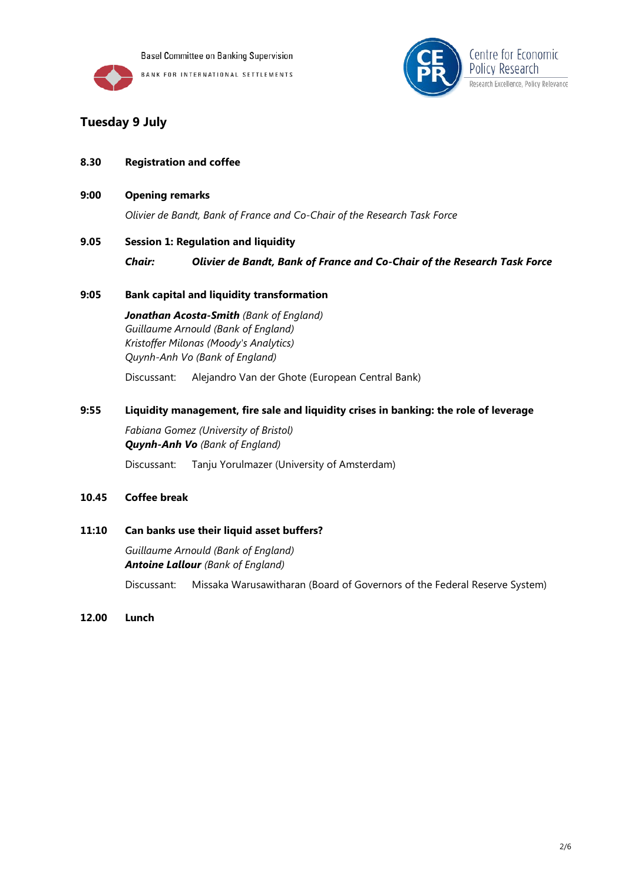Basel Committee on Banking Supervision

BANK FOR INTERNATIONAL SETTLEMENTS

Centre for Economic Policy Research

Research Excellence, Policy Relevance

## Tuesday 9 July

**8.30** **Registration and coffee**

**9:00** **Opening remarks**

*Olivier de Bandt, Bank of France and Co-Chair of the Research Task Force*

**9.05** **Session 1: Regulation and liquidity**

***Chair:*** ***Olivier de Bandt, Bank of France and Co-Chair of the Research Task Force***

**9:05** **Bank capital and liquidity transformation**

***Jonathan Acosta-Smith*** *(Bank of England)*
*Guillaume Arnould (Bank of England)*
*Kristoffer Milonas (Moody's Analytics)*
*Quynh-Anh Vo (Bank of England)*

Discussant: Alejandro Van der Ghote (European Central Bank)

**9:55** **Liquidity management, fire sale and liquidity crises in banking: the role of leverage**

*Fabiana Gomez (University of Bristol)*
***Quynh-Anh Vo*** *(Bank of England)*

Discussant: Tanju Yorulmazer (University of Amsterdam)

**10.45** **Coffee break**

**11:10** **Can banks use their liquid asset buffers?**

*Guillaume Arnould (Bank of England)*
***Antoine Lallour*** *(Bank of England)*

Discussant: Missaka Warusawitharan (Board of Governors of the Federal Reserve System)

**12.00** **Lunch**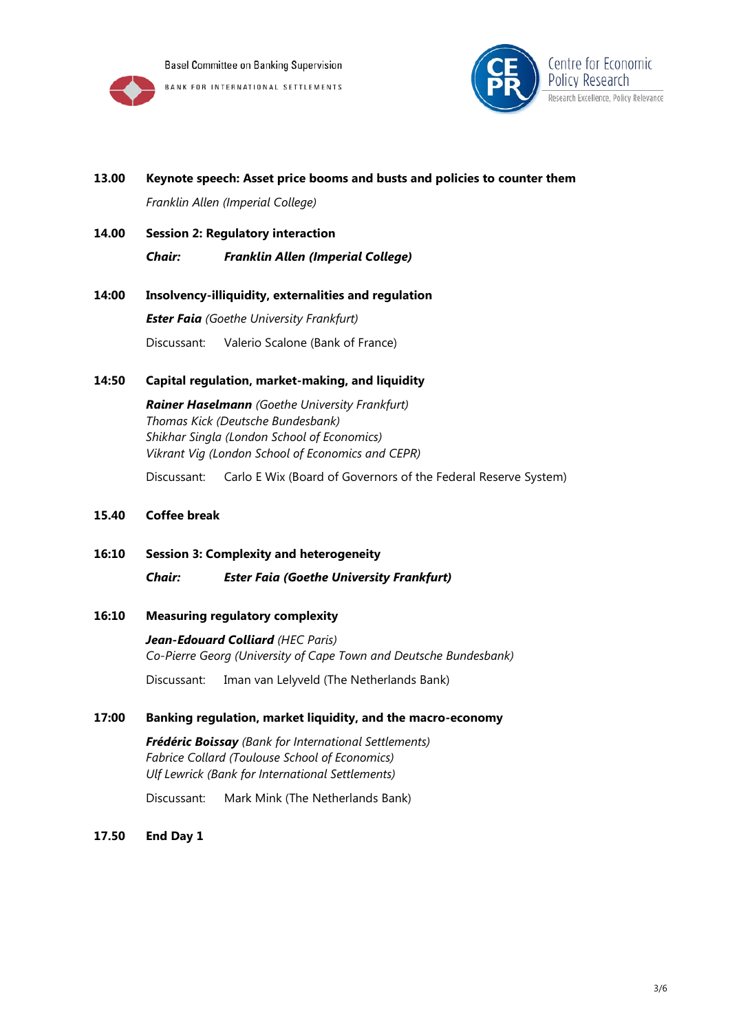**13.00 Keynote speech: Asset price booms and busts and policies to counter them**

*Franklin Allen (Imperial College)*

**14.00 Session 2: Regulatory interaction**

***Chair: Franklin Allen (Imperial College)***

**14:00 Insolvency-illiquidity, externalities and regulation**

***Ester Faia*** *(Goethe University Frankfurt)*

Discussant: Valerio Scalone (Bank of France)

**14:50 Capital regulation, market-making, and liquidity**

***Rainer Haselmann*** *(Goethe University Frankfurt)*
*Thomas Kick (Deutsche Bundesbank)*
*Shikhar Singla (London School of Economics)*
*Vikrant Vig (London School of Economics and CEPR)*

Discussant: Carlo E Wix (Board of Governors of the Federal Reserve System)

**15.40 Coffee break**

**16:10 Session 3: Complexity and heterogeneity**

***Chair: Ester Faia (Goethe University Frankfurt)***

**16:10 Measuring regulatory complexity**

***Jean-Edouard Colliard*** *(HEC Paris)*
*Co-Pierre Georg (University of Cape Town and Deutsche Bundesbank)*

Discussant: Iman van Lelyveld (The Netherlands Bank)

**17:00 Banking regulation, market liquidity, and the macro-economy**

***Frédéric Boissay*** *(Bank for International Settlements)*
*Fabrice Collard (Toulouse School of Economics)*
*Ulf Lewrick (Bank for International Settlements)*

Discussant: Mark Mink (The Netherlands Bank)

**17.50 End Day 1**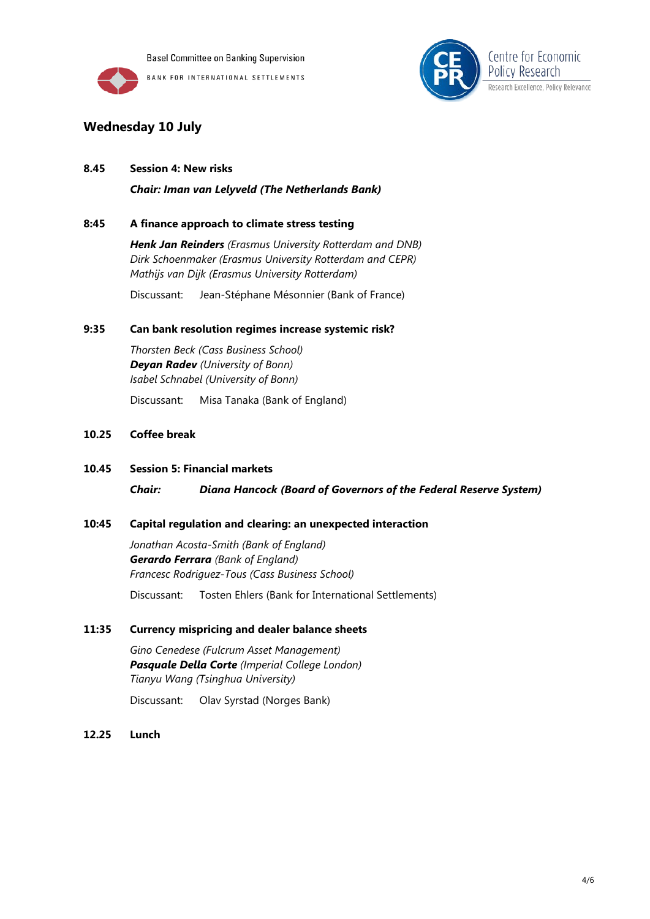## Wednesday 10 July

**8.45 Session 4: New risks**

***Chair: Iman van Lelyveld (The Netherlands Bank)***

**8:45 A finance approach to climate stress testing**

***Henk Jan Reinders*** *(Erasmus University Rotterdam and DNB)*
*Dirk Schoenmaker (Erasmus University Rotterdam and CEPR)*
*Mathijs van Dijk (Erasmus University Rotterdam)*

Discussant: Jean-Stéphane Mésonnier (Bank of France)

**9:35 Can bank resolution regimes increase systemic risk?**

*Thorsten Beck (Cass Business School)*
***Deyan Radev*** *(University of Bonn)*
*Isabel Schnabel (University of Bonn)*

Discussant: Misa Tanaka (Bank of England)

**10.25 Coffee break**

**10.45 Session 5: Financial markets**

***Chair: Diana Hancock (Board of Governors of the Federal Reserve System)***

**10:45 Capital regulation and clearing: an unexpected interaction**

*Jonathan Acosta-Smith (Bank of England)*
***Gerardo Ferrara*** *(Bank of England)*
*Francesc Rodriguez-Tous (Cass Business School)*

Discussant: Tosten Ehlers (Bank for International Settlements)

**11:35 Currency mispricing and dealer balance sheets**

*Gino Cenedese (Fulcrum Asset Management)*
***Pasquale Della Corte*** *(Imperial College London)*
*Tianyu Wang (Tsinghua University)*

Discussant: Olav Syrstad (Norges Bank)

**12.25 Lunch**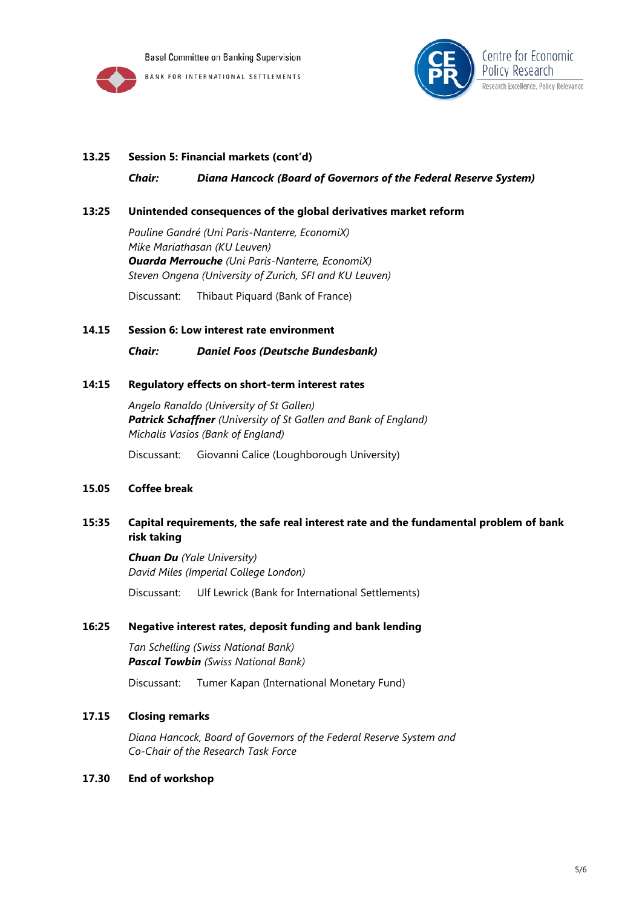Basel Committee on Banking Supervision

BANK FOR INTERNATIONAL SETTLEMENTS

Centre for Economic Policy Research

Research Excellence, Policy Relevance

**13.25 Session 5: Financial markets (cont'd)**

***Chair: Diana Hancock (Board of Governors of the Federal Reserve System)***

**13:25 Unintended consequences of the global derivatives market reform**

*Pauline Gandré (Uni Paris-Nanterre, EconomiX)*
*Mike Mariathasan (KU Leuven)*
***Ouarda Merrouche** (Uni Paris-Nanterre, EconomiX)*
*Steven Ongena (University of Zurich, SFI and KU Leuven)*

Discussant: Thibaut Piquard (Bank of France)

**14.15 Session 6: Low interest rate environment**

***Chair: Daniel Foos (Deutsche Bundesbank)***

**14:15 Regulatory effects on short-term interest rates**

*Angelo Ranaldo (University of St Gallen)*
***Patrick Schaffner** (University of St Gallen and Bank of England)*
*Michalis Vasios (Bank of England)*

Discussant: Giovanni Calice (Loughborough University)

**15.05 Coffee break**

**15:35 Capital requirements, the safe real interest rate and the fundamental problem of bank risk taking**

***Chuan Du** (Yale University)*
*David Miles (Imperial College London)*

Discussant: Ulf Lewrick (Bank for International Settlements)

**16:25 Negative interest rates, deposit funding and bank lending**

*Tan Schelling (Swiss National Bank)*
***Pascal Towbin** (Swiss National Bank)*

Discussant: Tumer Kapan (International Monetary Fund)

**17.15 Closing remarks**

*Diana Hancock, Board of Governors of the Federal Reserve System and Co-Chair of the Research Task Force*

**17.30 End of workshop**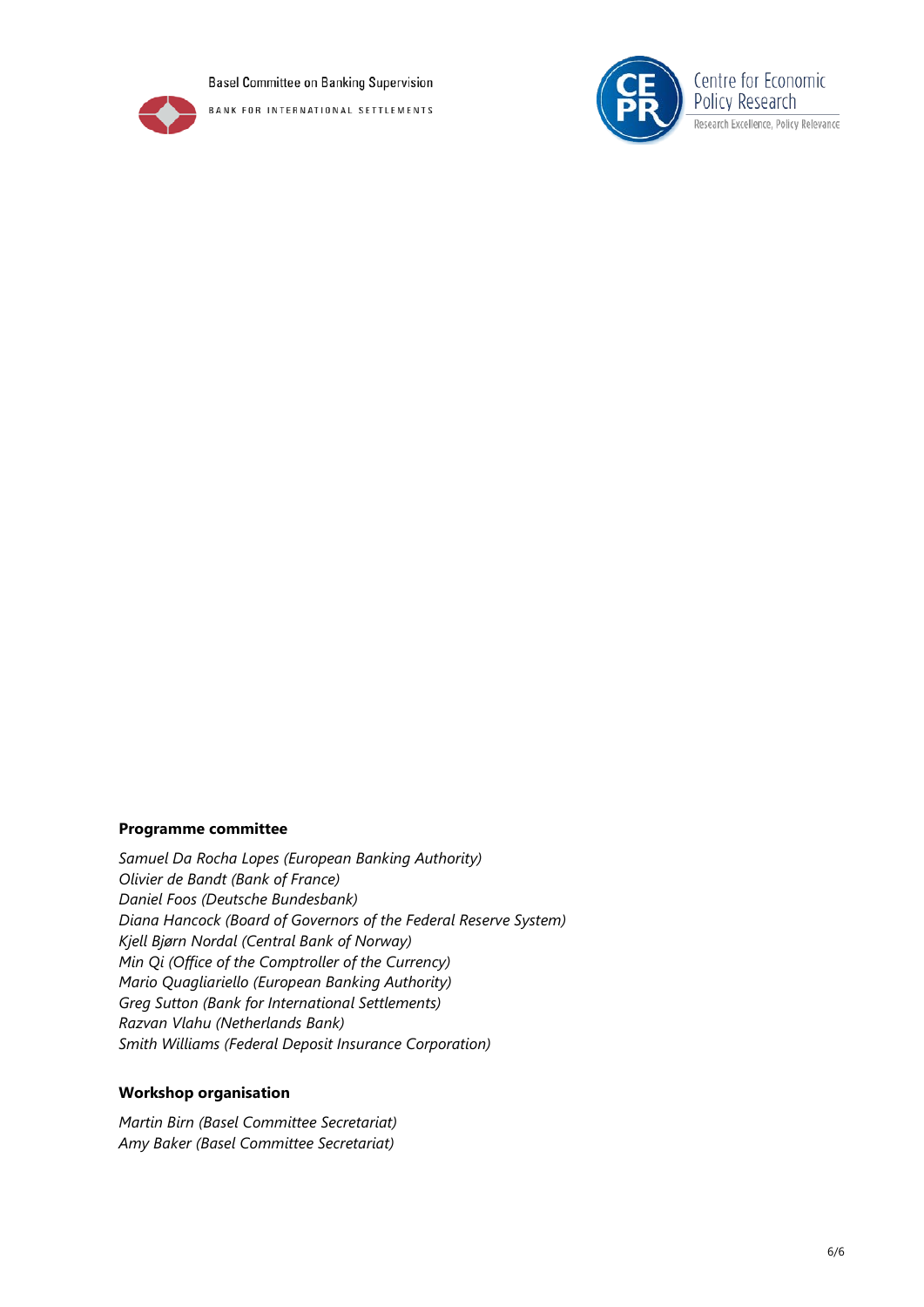**Programme committee**

*Samuel Da Rocha Lopes (European Banking Authority)*
*Olivier de Bandt (Bank of France)*
*Daniel Foos (Deutsche Bundesbank)*
*Diana Hancock (Board of Governors of the Federal Reserve System)*
*Kjell Bjørn Nordal (Central Bank of Norway)*
*Min Qi (Office of the Comptroller of the Currency)*
*Mario Quagliariello (European Banking Authority)*
*Greg Sutton (Bank for International Settlements)*
*Razvan Vlahu (Netherlands Bank)*
*Smith Williams (Federal Deposit Insurance Corporation)*

**Workshop organisation**

*Martin Birn (Basel Committee Secretariat)*
*Amy Baker (Basel Committee Secretariat)*